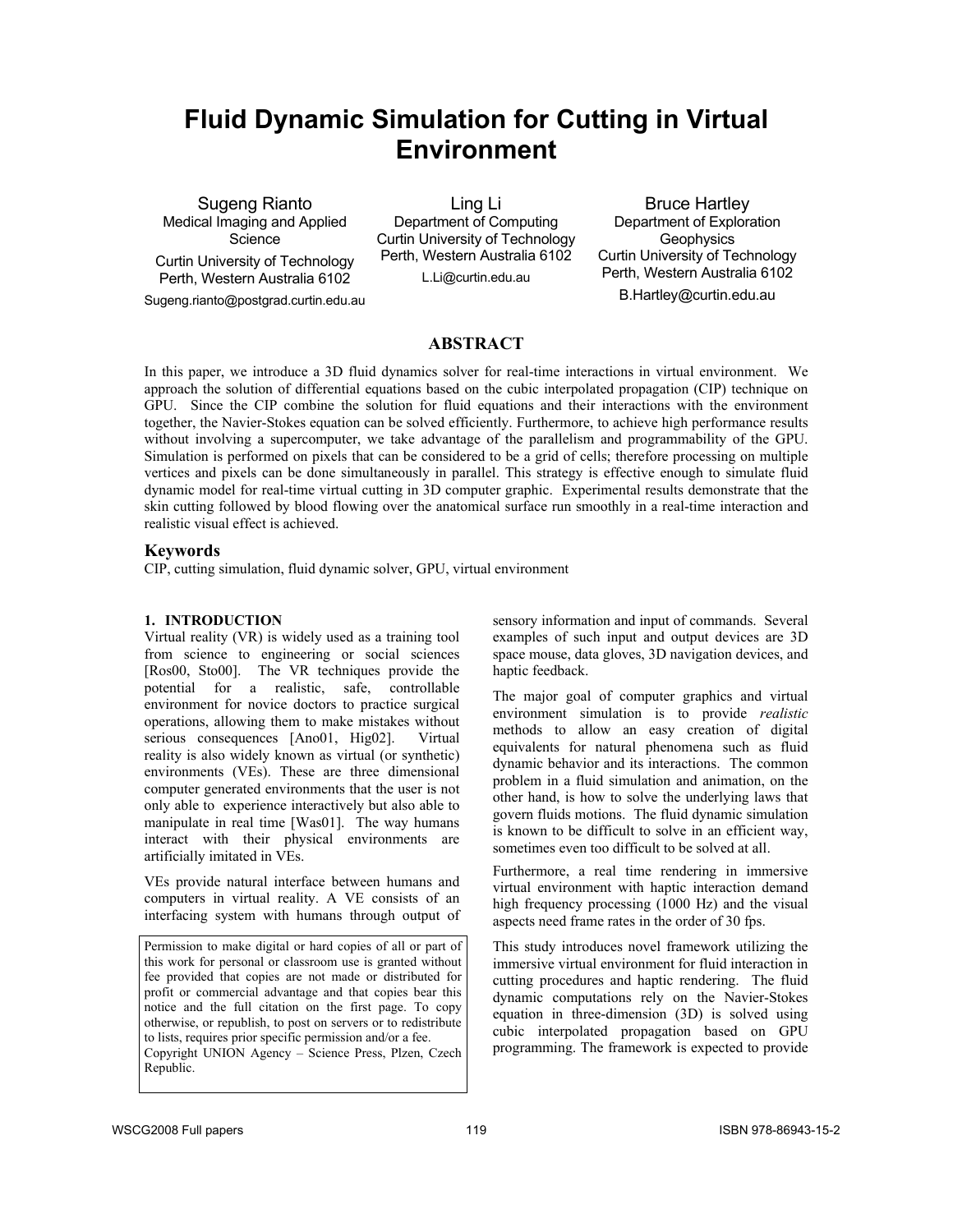# Fluid Dynamic Simulation for Cutting in Virtual Environment

Sugeng Rianto
Medical Imaging and Applied Science
Curtin University of Technology
Perth, Western Australia 6102
Sugeng.rianto@postgrad.curtin.edu.au

Ling Li
Department of Computing
Curtin University of Technology
Perth, Western Australia 6102
L.Li@curtin.edu.au

Bruce Hartley
Department of Exploration Geophysics
Curtin University of Technology
Perth, Western Australia 6102
B.Hartley@curtin.edu.au

## ABSTRACT

In this paper, we introduce a 3D fluid dynamics solver for real-time interactions in virtual environment. We approach the solution of differential equations based on the cubic interpolated propagation (CIP) technique on GPU. Since the CIP combine the solution for fluid equations and their interactions with the environment together, the Navier-Stokes equation can be solved efficiently. Furthermore, to achieve high performance results without involving a supercomputer, we take advantage of the parallelism and programmability of the GPU. Simulation is performed on pixels that can be considered to be a grid of cells; therefore processing on multiple vertices and pixels can be done simultaneously in parallel. This strategy is effective enough to simulate fluid dynamic model for real-time virtual cutting in 3D computer graphic. Experimental results demonstrate that the skin cutting followed by blood flowing over the anatomical surface run smoothly in a real-time interaction and realistic visual effect is achieved.

### Keywords

CIP, cutting simulation, fluid dynamic solver, GPU, virtual environment

## 1. INTRODUCTION

Virtual reality (VR) is widely used as a training tool from science to engineering or social sciences [Ros00, Sto00]. The VR techniques provide the potential for a realistic, safe, controllable environment for novice doctors to practice surgical operations, allowing them to make mistakes without serious consequences [Ano01, Hig02]. Virtual reality is also widely known as virtual (or synthetic) environments (VEs). These are three dimensional computer generated environments that the user is not only able to experience interactively but also able to manipulate in real time [Was01]. The way humans interact with their physical environments are artificially imitated in VEs.

VEs provide natural interface between humans and computers in virtual reality. A VE consists of an interfacing system with humans through output of sensory information and input of commands. Several examples of such input and output devices are 3D space mouse, data gloves, 3D navigation devices, and haptic feedback.

The major goal of computer graphics and virtual environment simulation is to provide *realistic* methods to allow an easy creation of digital equivalents for natural phenomena such as fluid dynamic behavior and its interactions. The common problem in a fluid simulation and animation, on the other hand, is how to solve the underlying laws that govern fluids motions. The fluid dynamic simulation is known to be difficult to solve in an efficient way, sometimes even too difficult to be solved at all.

Furthermore, a real time rendering in immersive virtual environment with haptic interaction demand high frequency processing (1000 Hz) and the visual aspects need frame rates in the order of 30 fps.

This study introduces novel framework utilizing the immersive virtual environment for fluid interaction in cutting procedures and haptic rendering. The fluid dynamic computations rely on the Navier-Stokes equation in three-dimension (3D) is solved using cubic interpolated propagation based on GPU programming. The framework is expected to provide

Permission to make digital or hard copies of all or part of this work for personal or classroom use is granted without fee provided that copies are not made or distributed for profit or commercial advantage and that copies bear this notice and the full citation on the first page. To copy otherwise, or republish, to post on servers or to redistribute to lists, requires prior specific permission and/or a fee.
Copyright UNION Agency – Science Press, Plzen, Czech Republic.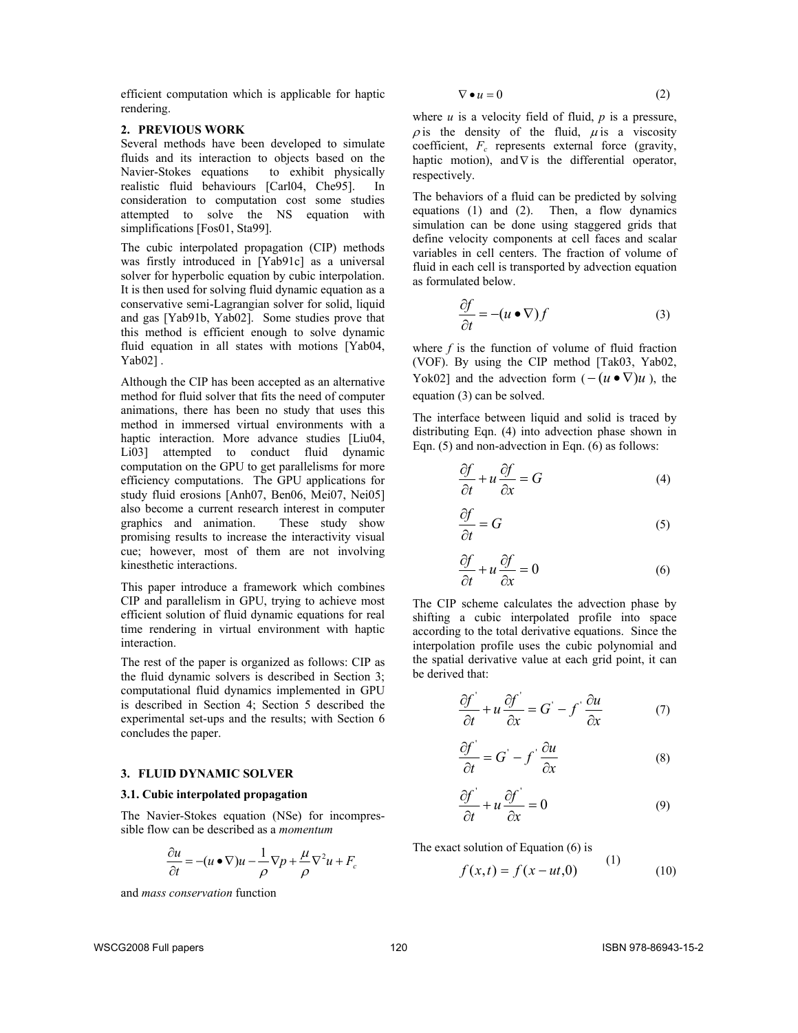efficient computation which is applicable for haptic rendering.

## 2. PREVIOUS WORK

Several methods have been developed to simulate fluids and its interaction to objects based on the Navier-Stokes equations to exhibit physically realistic fluid behaviours [Carl04, Che95]. In consideration to computation cost some studies attempted to solve the NS equation with simplifications [Fos01, Sta99].

The cubic interpolated propagation (CIP) methods was firstly introduced in [Yab91c] as a universal solver for hyperbolic equation by cubic interpolation. It is then used for solving fluid dynamic equation as a conservative semi-Lagrangian solver for solid, liquid and gas [Yab91b, Yab02]. Some studies prove that this method is efficient enough to solve dynamic fluid equation in all states with motions [Yab04, Yab02] .

Although the CIP has been accepted as an alternative method for fluid solver that fits the need of computer animations, there has been no study that uses this method in immersed virtual environments with a haptic interaction. More advance studies [Liu04, Li03] attempted to conduct fluid dynamic computation on the GPU to get parallelisms for more efficiency computations. The GPU applications for study fluid erosions [Anh07, Ben06, Mei07, Nei05] also become a current research interest in computer graphics and animation. These study show promising results to increase the interactivity visual cue; however, most of them are not involving kinesthetic interactions.

This paper introduce a framework which combines CIP and parallelism in GPU, trying to achieve most efficient solution of fluid dynamic equations for real time rendering in virtual environment with haptic interaction.

The rest of the paper is organized as follows: CIP as the fluid dynamic solvers is described in Section 3; computational fluid dynamics implemented in GPU is described in Section 4; Section 5 described the experimental set-ups and the results; with Section 6 concludes the paper.

## 3. FLUID DYNAMIC SOLVER

### 3.1. Cubic interpolated propagation

The Navier-Stokes equation (NSe) for incompressible flow can be described as a *momentum*

$$\frac{\partial u}{\partial t} = -(u \bullet \nabla)u - \frac{1}{\rho}\nabla p + \frac{\mu}{\rho}\nabla^2 u + F_c \qquad (1)$$

and *mass conservation* function

$$\nabla \bullet u = 0 \qquad (2)$$

where $u$ is a velocity field of fluid, $p$ is a pressure, $\rho$ is the density of the fluid, $\mu$ is a viscosity coefficient, $F_c$ represents external force (gravity, haptic motion), and $\nabla$ is the differential operator, respectively.

The behaviors of a fluid can be predicted by solving equations (1) and (2). Then, a flow dynamics simulation can be done using staggered grids that define velocity components at cell faces and scalar variables in cell centers. The fraction of volume of fluid in each cell is transported by advection equation as formulated below.

$$\frac{\partial f}{\partial t} = -(u \bullet \nabla) f \qquad (3)$$

where $f$ is the function of volume of fluid fraction (VOF). By using the CIP method [Tak03, Yab02, Yok02] and the advection form ($-(u \bullet \nabla)u$ ), the equation (3) can be solved.

The interface between liquid and solid is traced by distributing Eqn. (4) into advection phase shown in Eqn. (5) and non-advection in Eqn. (6) as follows:

$$\frac{\partial f}{\partial t} + u\frac{\partial f}{\partial x} = G \qquad (4)$$

$$\frac{\partial f}{\partial t} = G \qquad (5)$$

$$\frac{\partial f}{\partial t} + u\frac{\partial f}{\partial x} = 0 \qquad (6)$$

The CIP scheme calculates the advection phase by shifting a cubic interpolated profile into space according to the total derivative equations. Since the interpolation profile uses the cubic polynomial and the spatial derivative value at each grid point, it can be derived that:

$$\frac{\partial f'}{\partial t} + u\frac{\partial f'}{\partial x} = G' - f'\frac{\partial u}{\partial x} \qquad (7)$$

$$\frac{\partial f'}{\partial t} = G' - f'\frac{\partial u}{\partial x} \qquad (8)$$

$$\frac{\partial f'}{\partial t} + u\frac{\partial f'}{\partial x} = 0 \qquad (9)$$

The exact solution of Equation (6) is

$$f(x,t) = f(x - ut, 0) \qquad (10)$$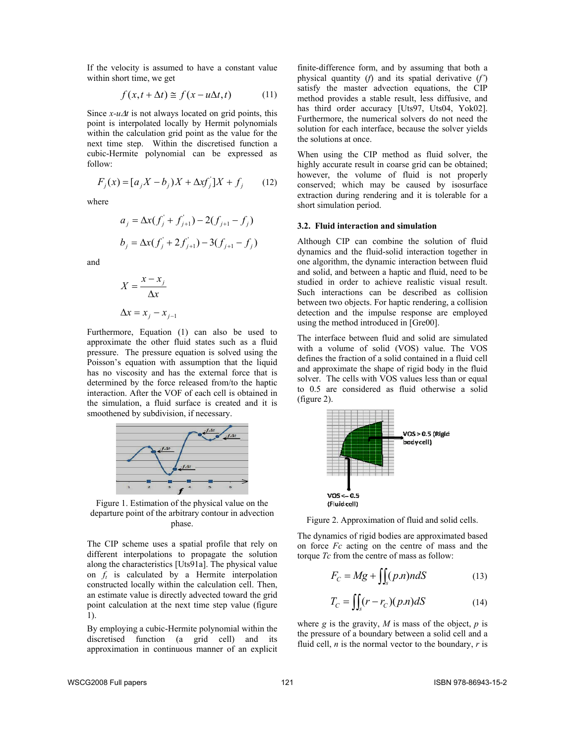If the velocity is assumed to have a constant value within short time, we get

$$f(x,t+\Delta t) \cong f(x-u\Delta t,t) \tag{11}$$

Since $x$-$u\Delta t$ is not always located on grid points, this point is interpolated locally by Hermit polynomials within the calculation grid point as the value for the next time step. Within the discretised function a cubic-Hermite polynomial can be expressed as follow:

$$F_j(x) = [a_j X - b_j)X + \Delta x f_j^{'}]X + f_j \tag{12}$$

where

$$a_j = \Delta x(f_j^{'} + f_{j+1}^{'}) - 2(f_{j+1} - f_j)$$

$$b_j = \Delta x(f_j^{'} + 2f_{j+1}^{'}) - 3(f_{j+1} - f_j)$$

and

$$X = \frac{x - x_j}{\Delta x}$$

$$\Delta x = x_j - x_{j-1}$$

Furthermore, Equation (1) can also be used to approximate the other fluid states such as a fluid pressure. The pressure equation is solved using the Poisson's equation with assumption that the liquid has no viscosity and has the external force that is determined by the force released from/to the haptic interaction. After the VOF of each cell is obtained in the simulation, a fluid surface is created and it is smoothened by subdivision, if necessary.

Figure 1. Estimation of the physical value on the departure point of the arbitrary contour in advection phase.

The CIP scheme uses a spatial profile that rely on different interpolations to propagate the solution along the characteristics [Uts91a]. The physical value on $f_t$ is calculated by a Hermite interpolation constructed locally within the calculation cell. Then, an estimate value is directly advected toward the grid point calculation at the next time step value (figure 1).

By employing a cubic-Hermite polynomial within the discretised function (a grid cell) and its approximation in continuous manner of an explicit finite-difference form, and by assuming that both a physical quantity ($f$) and its spatial derivative ($f'$) satisfy the master advection equations, the CIP method provides a stable result, less diffusive, and has third order accuracy [Uts97, Uts04, Yok02]. Furthermore, the numerical solvers do not need the solution for each interface, because the solver yields the solutions at once.

When using the CIP method as fluid solver, the highly accurate result in coarse grid can be obtained; however, the volume of fluid is not properly conserved; which may be caused by isosurface extraction during rendering and it is tolerable for a short simulation period.

### 3.2. Fluid interaction and simulation

Although CIP can combine the solution of fluid dynamics and the fluid-solid interaction together in one algorithm, the dynamic interaction between fluid and solid, and between a haptic and fluid, need to be studied in order to achieve realistic visual result. Such interactions can be described as collision between two objects. For haptic rendering, a collision detection and the impulse response are employed using the method introduced in [Gre00].

The interface between fluid and solid are simulated with a volume of solid (VOS) value. The VOS defines the fraction of a solid contained in a fluid cell and approximate the shape of rigid body in the fluid solver. The cells with VOS values less than or equal to 0.5 are considered as fluid otherwise a solid (figure 2).

Figure 2. Approximation of fluid and solid cells.

The dynamics of rigid bodies are approximated based on force $Fc$ acting on the centre of mass and the torque $Tc$ from the centre of mass as follow:

$$F_C = Mg + \iint_s (p.n)ndS \tag{13}$$

$$T_C = \iint_s (r - r_C)(p.n)dS \tag{14}$$

where $g$ is the gravity, $M$ is mass of the object, $p$ is the pressure of a boundary between a solid cell and a fluid cell, $n$ is the normal vector to the boundary, $r$ is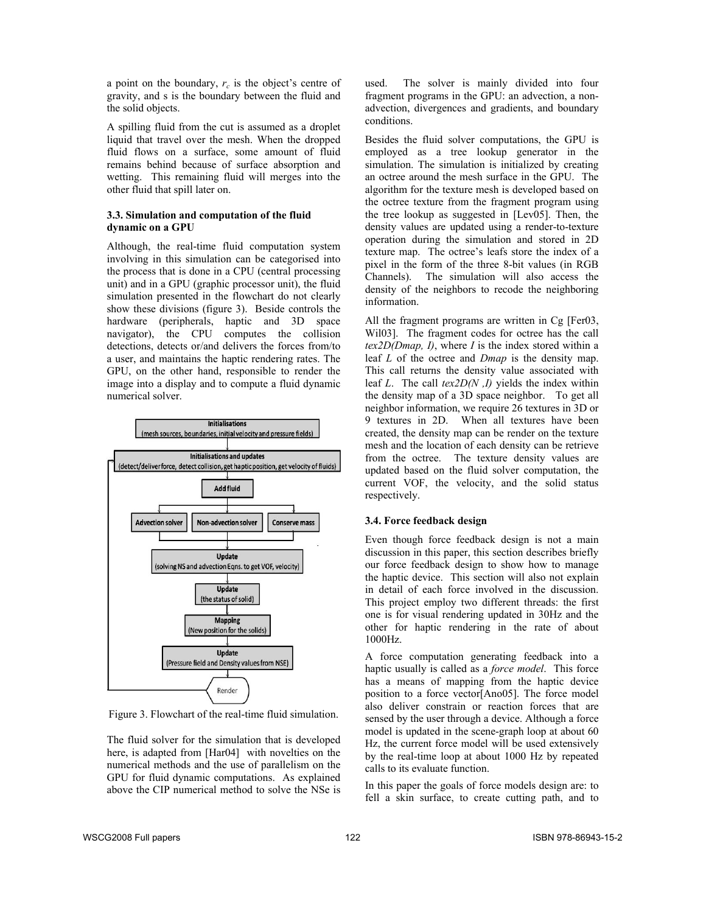a point on the boundary, $r_c$ is the object's centre of gravity, and s is the boundary between the fluid and the solid objects.

A spilling fluid from the cut is assumed as a droplet liquid that travel over the mesh. When the dropped fluid flows on a surface, some amount of fluid remains behind because of surface absorption and wetting. This remaining fluid will merges into the other fluid that spill later on.

### 3.3. Simulation and computation of the fluid dynamic on a GPU

Although, the real-time fluid computation system involving in this simulation can be categorised into the process that is done in a CPU (central processing unit) and in a GPU (graphic processor unit), the fluid simulation presented in the flowchart do not clearly show these divisions (figure 3). Beside controls the hardware (peripherals, haptic and 3D space navigator), the CPU computes the collision detections, detects or/and delivers the forces from/to a user, and maintains the haptic rendering rates. The GPU, on the other hand, responsible to render the image into a display and to compute a fluid dynamic numerical solver.

Initialisations
(mesh sources, boundaries, initial velocity and pressure fields)

Initialisations and updates
(detect/deliver force, detect collision, get haptic position, get velocity of fluids)

Add fluid

Advection solver | Non-advection solver | Conserve mass

Update
(solving NS and advection Eqns. to get VOF, velocity)

Update
(the status of solid)

Mapping
(New position for the solids)

Update
(Pressure field and Density values from NSE)

Render

Figure 3. Flowchart of the real-time fluid simulation.

The fluid solver for the simulation that is developed here, is adapted from [Har04] with novelties on the numerical methods and the use of parallelism on the GPU for fluid dynamic computations. As explained above the CIP numerical method to solve the NSe is used. The solver is mainly divided into four fragment programs in the GPU: an advection, a non-advection, divergences and gradients, and boundary conditions.

Besides the fluid solver computations, the GPU is employed as a tree lookup generator in the simulation. The simulation is initialized by creating an octree around the mesh surface in the GPU. The algorithm for the texture mesh is developed based on the octree texture from the fragment program using the tree lookup as suggested in [Lev05]. Then, the density values are updated using a render-to-texture operation during the simulation and stored in 2D texture map. The octree's leafs store the index of a pixel in the form of the three 8-bit values (in RGB Channels). The simulation will also access the density of the neighbors to recode the neighboring information.

All the fragment programs are written in Cg [Fer03, Wil03]. The fragment codes for octree has the call *tex2D(Dmap, I)*, where *I* is the index stored within a leaf *L* of the octree and *Dmap* is the density map. This call returns the density value associated with leaf *L*. The call *tex2D(N ,I)* yields the index within the density map of a 3D space neighbor. To get all neighbor information, we require 26 textures in 3D or 9 textures in 2D. When all textures have been created, the density map can be render on the texture mesh and the location of each density can be retrieve from the octree. The texture density values are updated based on the fluid solver computation, the current VOF, the velocity, and the solid status respectively.

### 3.4. Force feedback design

Even though force feedback design is not a main discussion in this paper, this section describes briefly our force feedback design to show how to manage the haptic device. This section will also not explain in detail of each force involved in the discussion. This project employ two different threads: the first one is for visual rendering updated in 30Hz and the other for haptic rendering in the rate of about 1000Hz.

A force computation generating feedback into a haptic usually is called as a *force model*. This force has a means of mapping from the haptic device position to a force vector[Ano05]. The force model also deliver constrain or reaction forces that are sensed by the user through a device. Although a force model is updated in the scene-graph loop at about 60 Hz, the current force model will be used extensively by the real-time loop at about 1000 Hz by repeated calls to its evaluate function.

In this paper the goals of force models design are: to fell a skin surface, to create cutting path, and to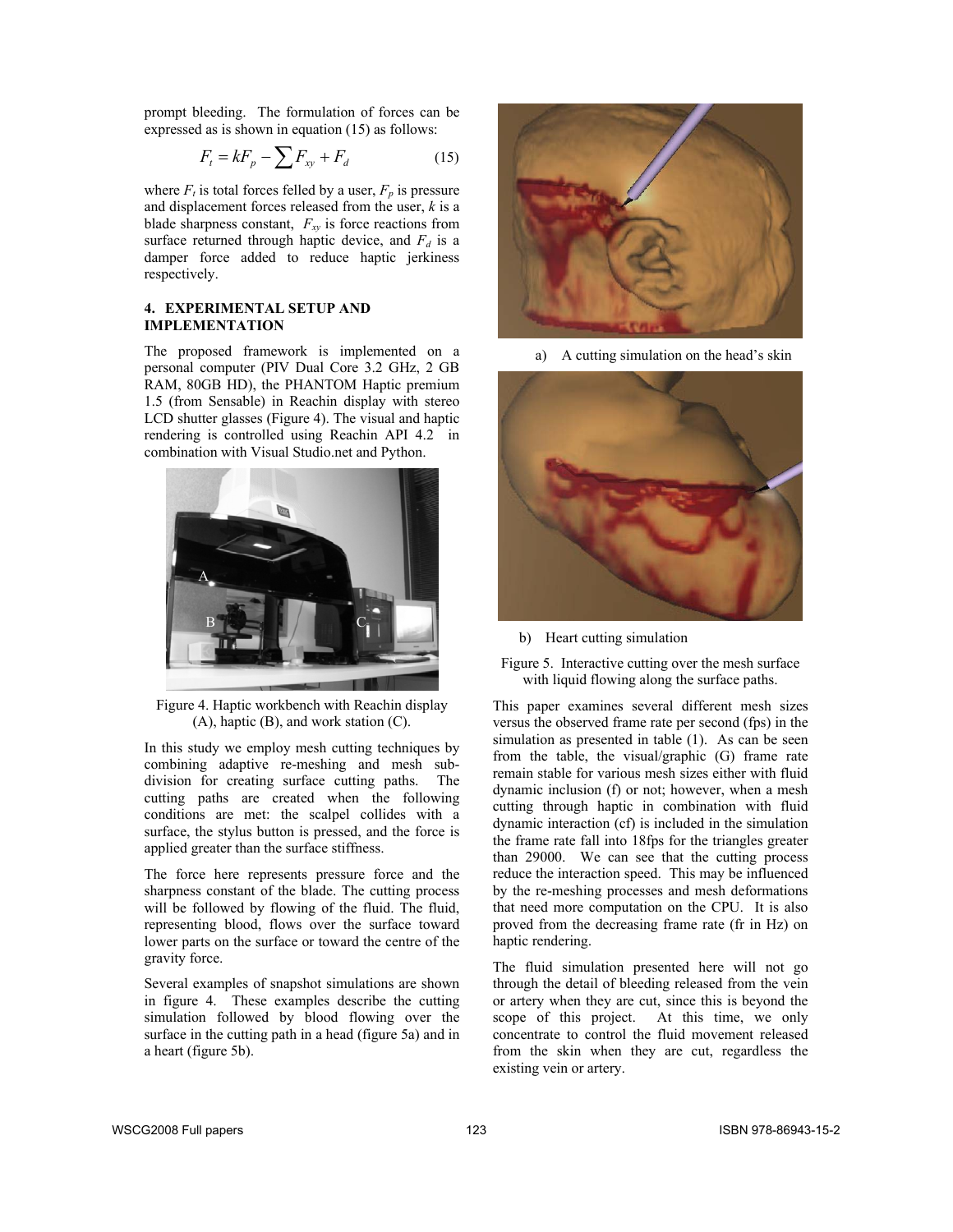prompt bleeding. The formulation of forces can be expressed as is shown in equation (15) as follows:

$$F_t = kF_p - \sum F_{xy} + F_d \quad (15)$$

where $F_t$ is total forces felled by a user, $F_p$ is pressure and displacement forces released from the user, $k$ is a blade sharpness constant, $F_{xy}$ is force reactions from surface returned through haptic device, and $F_d$ is a damper force added to reduce haptic jerkiness respectively.

## 4. EXPERIMENTAL SETUP AND IMPLEMENTATION

The proposed framework is implemented on a personal computer (PIV Dual Core 3.2 GHz, 2 GB RAM, 80GB HD), the PHANTOM Haptic premium 1.5 (from Sensable) in Reachin display with stereo LCD shutter glasses (Figure 4). The visual and haptic rendering is controlled using Reachin API 4.2 in combination with Visual Studio.net and Python.

Figure 4. Haptic workbench with Reachin display (A), haptic (B), and work station (C).

In this study we employ mesh cutting techniques by combining adaptive re-meshing and mesh sub-division for creating surface cutting paths. The cutting paths are created when the following conditions are met: the scalpel collides with a surface, the stylus button is pressed, and the force is applied greater than the surface stiffness.

The force here represents pressure force and the sharpness constant of the blade. The cutting process will be followed by flowing of the fluid. The fluid, representing blood, flows over the surface toward lower parts on the surface or toward the centre of the gravity force.

Several examples of snapshot simulations are shown in figure 4. These examples describe the cutting simulation followed by blood flowing over the surface in the cutting path in a head (figure 5a) and in a heart (figure 5b).

a) A cutting simulation on the head's skin

b) Heart cutting simulation

Figure 5. Interactive cutting over the mesh surface with liquid flowing along the surface paths.

This paper examines several different mesh sizes versus the observed frame rate per second (fps) in the simulation as presented in table (1). As can be seen from the table, the visual/graphic (G) frame rate remain stable for various mesh sizes either with fluid dynamic inclusion (f) or not; however, when a mesh cutting through haptic in combination with fluid dynamic interaction (cf) is included in the simulation the frame rate fall into 18fps for the triangles greater than 29000. We can see that the cutting process reduce the interaction speed. This may be influenced by the re-meshing processes and mesh deformations that need more computation on the CPU. It is also proved from the decreasing frame rate (fr in Hz) on haptic rendering.

The fluid simulation presented here will not go through the detail of bleeding released from the vein or artery when they are cut, since this is beyond the scope of this project. At this time, we only concentrate to control the fluid movement released from the skin when they are cut, regardless the existing vein or artery.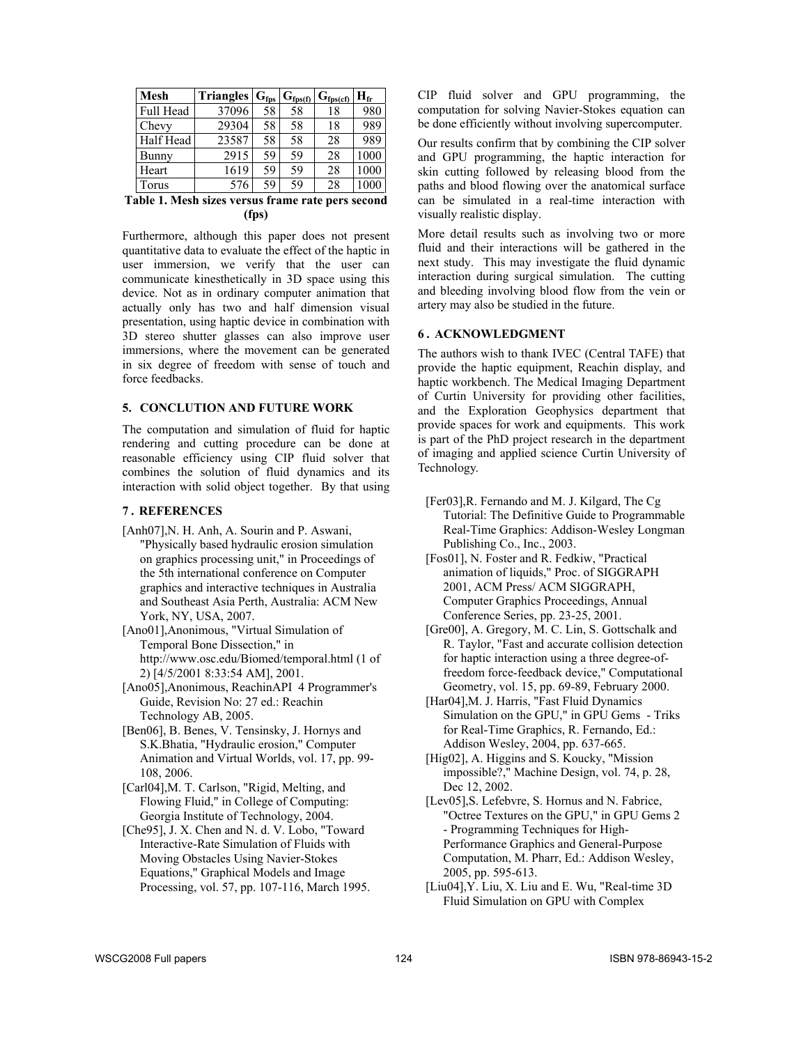| Mesh | Triangles | $G_{fps}$ | $G_{fps(f)}$ | $G_{fps(cf)}$ | $H_{fr}$ |
|---|---|---|---|---|---|
| Full Head | 37096 | 58 | 58 | 18 | 980 |
| Chevy | 29304 | 58 | 58 | 18 | 989 |
| Half Head | 23587 | 58 | 58 | 28 | 989 |
| Bunny | 2915 | 59 | 59 | 28 | 1000 |
| Heart | 1619 | 59 | 59 | 28 | 1000 |
| Torus | 576 | 59 | 59 | 28 | 1000 |

**Table 1. Mesh sizes versus frame rate pers second (fps)**

Furthermore, although this paper does not present quantitative data to evaluate the effect of the haptic in user immersion, we verify that the user can communicate kinesthetically in 3D space using this device. Not as in ordinary computer animation that actually only has two and half dimension visual presentation, using haptic device in combination with 3D stereo shutter glasses can also improve user immersions, where the movement can be generated in six degree of freedom with sense of touch and force feedbacks.

## 5. CONCLUTION AND FUTURE WORK

The computation and simulation of fluid for haptic rendering and cutting procedure can be done at reasonable efficiency using CIP fluid solver that combines the solution of fluid dynamics and its interaction with solid object together. By that using CIP fluid solver and GPU programming, the computation for solving Navier-Stokes equation can be done efficiently without involving supercomputer.

Our results confirm that by combining the CIP solver and GPU programming, the haptic interaction for skin cutting followed by releasing blood from the paths and blood flowing over the anatomical surface can be simulated in a real-time interaction with visually realistic display.

More detail results such as involving two or more fluid and their interactions will be gathered in the next study. This may investigate the fluid dynamic interaction during surgical simulation. The cutting and bleeding involving blood flow from the vein or artery may also be studied in the future.

## 6. ACKNOWLEDGMENT

The authors wish to thank IVEC (Central TAFE) that provide the haptic equipment, Reachin display, and haptic workbench. The Medical Imaging Department of Curtin University for providing other facilities, and the Exploration Geophysics department that provide spaces for work and equipments. This work is part of the PhD project research in the department of imaging and applied science Curtin University of Technology.

## 7. REFERENCES

[Anh07],N. H. Anh, A. Sourin and P. Aswani, "Physically based hydraulic erosion simulation on graphics processing unit," in Proceedings of the 5th international conference on Computer graphics and interactive techniques in Australia and Southeast Asia Perth, Australia: ACM New York, NY, USA, 2007.

[Ano01],Anonimous, "Virtual Simulation of Temporal Bone Dissection," in http://www.osc.edu/Biomed/temporal.html (1 of 2) [4/5/2001 8:33:54 AM], 2001.

[Ano05],Anonimous, ReachinAPI 4 Programmer's Guide, Revision No: 27 ed.: Reachin Technology AB, 2005.

[Ben06], B. Benes, V. Tensinsky, J. Hornys and S.K.Bhatia, "Hydraulic erosion," Computer Animation and Virtual Worlds, vol. 17, pp. 99-108, 2006.

[Carl04],M. T. Carlson, "Rigid, Melting, and Flowing Fluid," in College of Computing: Georgia Institute of Technology, 2004.

[Che95], J. X. Chen and N. d. V. Lobo, "Toward Interactive-Rate Simulation of Fluids with Moving Obstacles Using Navier-Stokes Equations," Graphical Models and Image Processing, vol. 57, pp. 107-116, March 1995.

[Fer03],R. Fernando and M. J. Kilgard, The Cg Tutorial: The Definitive Guide to Programmable Real-Time Graphics: Addison-Wesley Longman Publishing Co., Inc., 2003.

[Fos01], N. Foster and R. Fedkiw, "Practical animation of liquids," Proc. of SIGGRAPH 2001, ACM Press/ ACM SIGGRAPH, Computer Graphics Proceedings, Annual Conference Series, pp. 23-25, 2001.

[Gre00], A. Gregory, M. C. Lin, S. Gottschalk and R. Taylor, "Fast and accurate collision detection for haptic interaction using a three degree-of-freedom force-feedback device," Computational Geometry, vol. 15, pp. 69-89, February 2000.

[Har04],M. J. Harris, "Fast Fluid Dynamics Simulation on the GPU," in GPU Gems - Triks for Real-Time Graphics, R. Fernando, Ed.: Addison Wesley, 2004, pp. 637-665.

[Hig02], A. Higgins and S. Koucky, "Mission impossible?," Machine Design, vol. 74, p. 28, Dec 12, 2002.

[Lev05],S. Lefebvre, S. Hornus and N. Fabrice, "Octree Textures on the GPU," in GPU Gems 2 - Programming Techniques for High-Performance Graphics and General-Purpose Computation, M. Pharr, Ed.: Addison Wesley, 2005, pp. 595-613.

[Liu04],Y. Liu, X. Liu and E. Wu, "Real-time 3D Fluid Simulation on GPU with Complex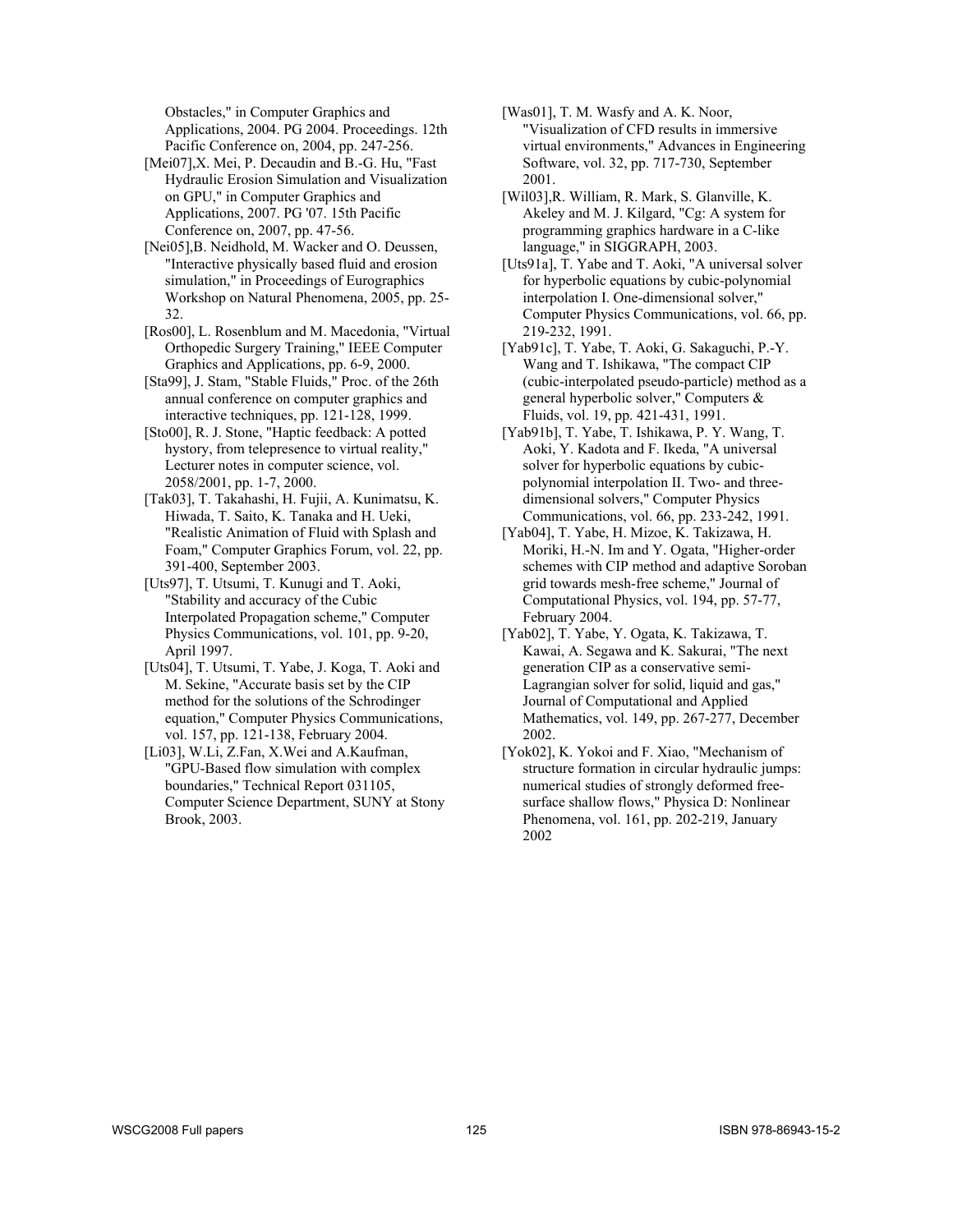Obstacles," in Computer Graphics and Applications, 2004. PG 2004. Proceedings. 12th Pacific Conference on, 2004, pp. 247-256.

[Mei07],X. Mei, P. Decaudin and B.-G. Hu, "Fast Hydraulic Erosion Simulation and Visualization on GPU," in Computer Graphics and Applications, 2007. PG '07. 15th Pacific Conference on, 2007, pp. 47-56.

[Nei05],B. Neidhold, M. Wacker and O. Deussen, "Interactive physically based fluid and erosion simulation," in Proceedings of Eurographics Workshop on Natural Phenomena, 2005, pp. 25-32.

[Ros00], L. Rosenblum and M. Macedonia, "Virtual Orthopedic Surgery Training," IEEE Computer Graphics and Applications, pp. 6-9, 2000.

[Sta99], J. Stam, "Stable Fluids," Proc. of the 26th annual conference on computer graphics and interactive techniques, pp. 121-128, 1999.

[Sto00], R. J. Stone, "Haptic feedback: A potted hystory, from telepresence to virtual reality," Lecturer notes in computer science, vol. 2058/2001, pp. 1-7, 2000.

[Tak03], T. Takahashi, H. Fujii, A. Kunimatsu, K. Hiwada, T. Saito, K. Tanaka and H. Ueki, "Realistic Animation of Fluid with Splash and Foam," Computer Graphics Forum, vol. 22, pp. 391-400, September 2003.

[Uts97], T. Utsumi, T. Kunugi and T. Aoki, "Stability and accuracy of the Cubic Interpolated Propagation scheme," Computer Physics Communications, vol. 101, pp. 9-20, April 1997.

[Uts04], T. Utsumi, T. Yabe, J. Koga, T. Aoki and M. Sekine, "Accurate basis set by the CIP method for the solutions of the Schrodinger equation," Computer Physics Communications, vol. 157, pp. 121-138, February 2004.

[Li03], W.Li, Z.Fan, X.Wei and A.Kaufman, "GPU-Based flow simulation with complex boundaries," Technical Report 031105, Computer Science Department, SUNY at Stony Brook, 2003.

[Was01], T. M. Wasfy and A. K. Noor, "Visualization of CFD results in immersive virtual environments," Advances in Engineering Software, vol. 32, pp. 717-730, September 2001.

[Wil03],R. William, R. Mark, S. Glanville, K. Akeley and M. J. Kilgard, "Cg: A system for programming graphics hardware in a C-like language," in SIGGRAPH, 2003.

[Uts91a], T. Yabe and T. Aoki, "A universal solver for hyperbolic equations by cubic-polynomial interpolation I. One-dimensional solver," Computer Physics Communications, vol. 66, pp. 219-232, 1991.

[Yab91c], T. Yabe, T. Aoki, G. Sakaguchi, P.-Y. Wang and T. Ishikawa, "The compact CIP (cubic-interpolated pseudo-particle) method as a general hyperbolic solver," Computers & Fluids, vol. 19, pp. 421-431, 1991.

[Yab91b], T. Yabe, T. Ishikawa, P. Y. Wang, T. Aoki, Y. Kadota and F. Ikeda, "A universal solver for hyperbolic equations by cubic-polynomial interpolation II. Two- and three-dimensional solvers," Computer Physics Communications, vol. 66, pp. 233-242, 1991.

[Yab04], T. Yabe, H. Mizoe, K. Takizawa, H. Moriki, H.-N. Im and Y. Ogata, "Higher-order schemes with CIP method and adaptive Soroban grid towards mesh-free scheme," Journal of Computational Physics, vol. 194, pp. 57-77, February 2004.

[Yab02], T. Yabe, Y. Ogata, K. Takizawa, T. Kawai, A. Segawa and K. Sakurai, "The next generation CIP as a conservative semi-Lagrangian solver for solid, liquid and gas," Journal of Computational and Applied Mathematics, vol. 149, pp. 267-277, December 2002.

[Yok02], K. Yokoi and F. Xiao, "Mechanism of structure formation in circular hydraulic jumps: numerical studies of strongly deformed free-surface shallow flows," Physica D: Nonlinear Phenomena, vol. 161, pp. 202-219, January 2002